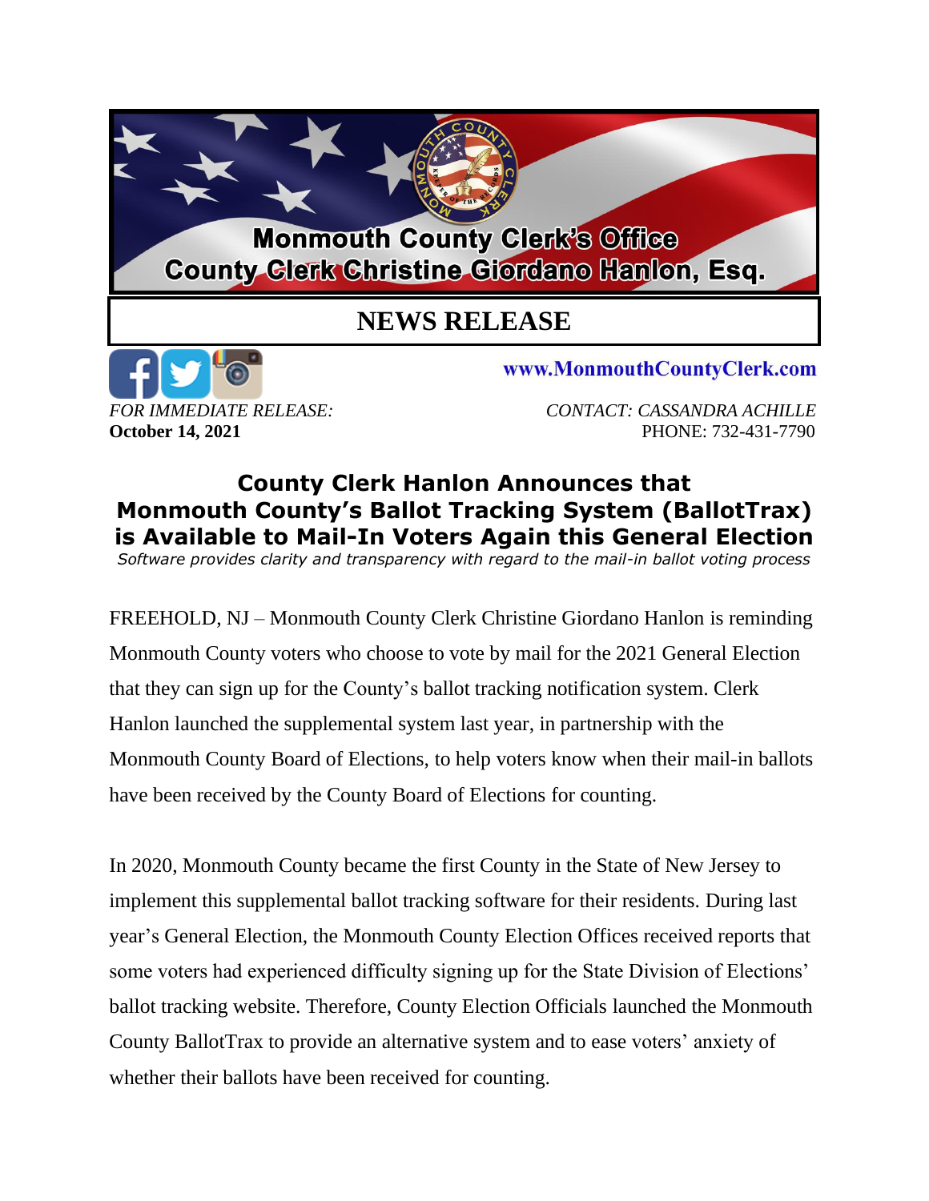**Monmouth County Clerk's Office**
**County Clerk Christine Giordano Hanlon, Esq.**

# NEWS RELEASE

www.MonmouthCountyClerk.com

*FOR IMMEDIATE RELEASE:*
**October 14, 2021**

*CONTACT: CASSANDRA ACHILLE*
PHONE: 732-431-7790

## County Clerk Hanlon Announces that Monmouth County's Ballot Tracking System (BallotTrax) is Available to Mail-In Voters Again this General Election

*Software provides clarity and transparency with regard to the mail-in ballot voting process*

FREEHOLD, NJ – Monmouth County Clerk Christine Giordano Hanlon is reminding Monmouth County voters who choose to vote by mail for the 2021 General Election that they can sign up for the County's ballot tracking notification system. Clerk Hanlon launched the supplemental system last year, in partnership with the Monmouth County Board of Elections, to help voters know when their mail-in ballots have been received by the County Board of Elections for counting.

In 2020, Monmouth County became the first County in the State of New Jersey to implement this supplemental ballot tracking software for their residents. During last year's General Election, the Monmouth County Election Offices received reports that some voters had experienced difficulty signing up for the State Division of Elections' ballot tracking website. Therefore, County Election Officials launched the Monmouth County BallotTrax to provide an alternative system and to ease voters' anxiety of whether their ballots have been received for counting.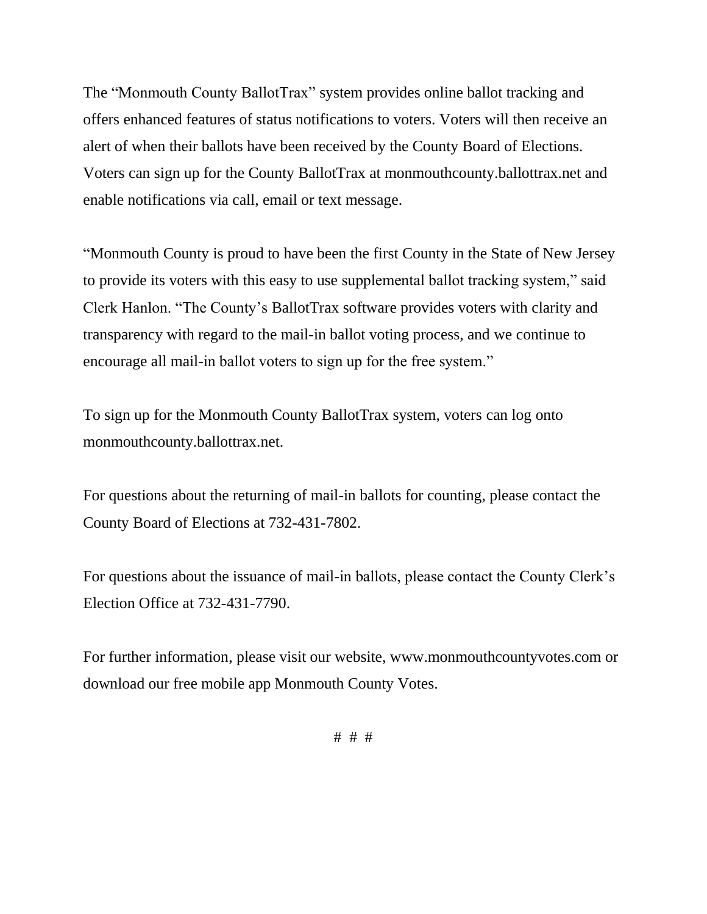The "Monmouth County BallotTrax" system provides online ballot tracking and offers enhanced features of status notifications to voters. Voters will then receive an alert of when their ballots have been received by the County Board of Elections. Voters can sign up for the County BallotTrax at monmouthcounty.ballottrax.net and enable notifications via call, email or text message.

"Monmouth County is proud to have been the first County in the State of New Jersey to provide its voters with this easy to use supplemental ballot tracking system," said Clerk Hanlon. "The County's BallotTrax software provides voters with clarity and transparency with regard to the mail-in ballot voting process, and we continue to encourage all mail-in ballot voters to sign up for the free system."

To sign up for the Monmouth County BallotTrax system, voters can log onto monmouthcounty.ballottrax.net.

For questions about the returning of mail-in ballots for counting, please contact the County Board of Elections at 732-431-7802.

For questions about the issuance of mail-in ballots, please contact the County Clerk's Election Office at 732-431-7790.

For further information, please visit our website, www.monmouthcountyvotes.com or download our free mobile app Monmouth County Votes.

# # #